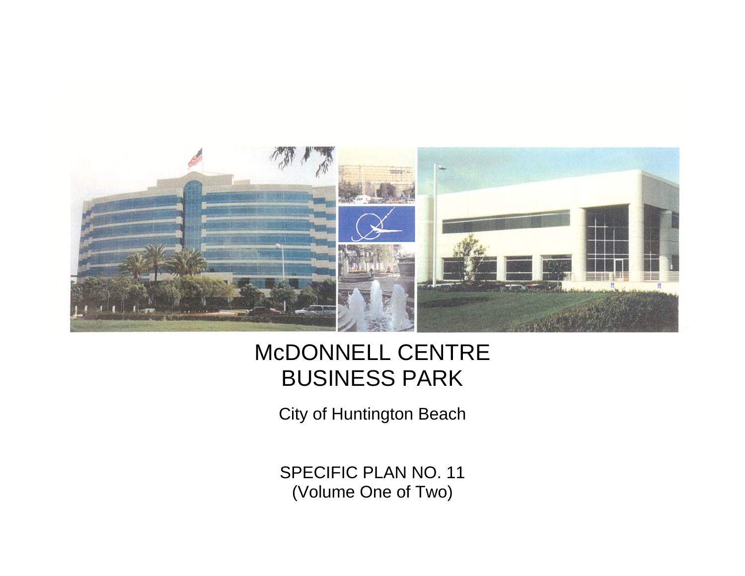# McDONNELL CENTRE BUSINESS PARK

City of Huntington Beach

SPECIFIC PLAN NO. 11
(Volume One of Two)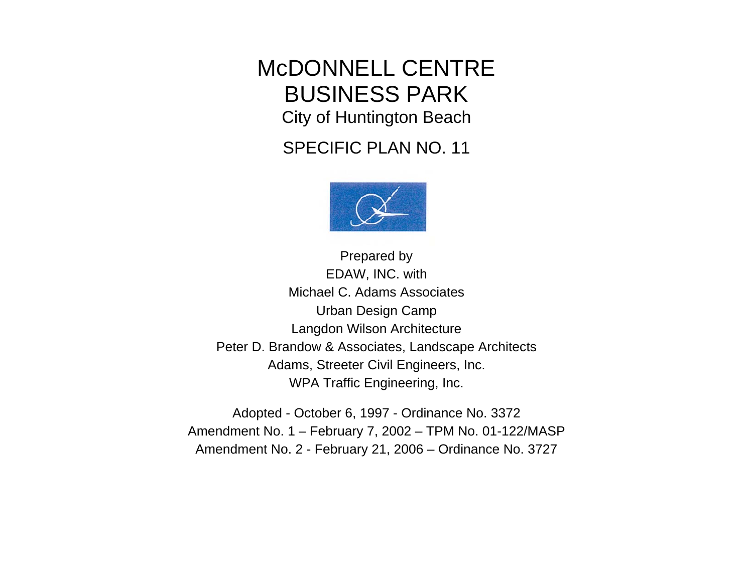# McDONNELL CENTRE BUSINESS PARK

City of Huntington Beach

## SPECIFIC PLAN NO. 11

Prepared by
EDAW, INC. with
Michael C. Adams Associates
Urban Design Camp
Langdon Wilson Architecture
Peter D. Brandow & Associates, Landscape Architects
Adams, Streeter Civil Engineers, Inc.
WPA Traffic Engineering, Inc.

Adopted - October 6, 1997 - Ordinance No. 3372
Amendment No. 1 – February 7, 2002 – TPM No. 01-122/MASP
Amendment No. 2 - February 21, 2006 – Ordinance No. 3727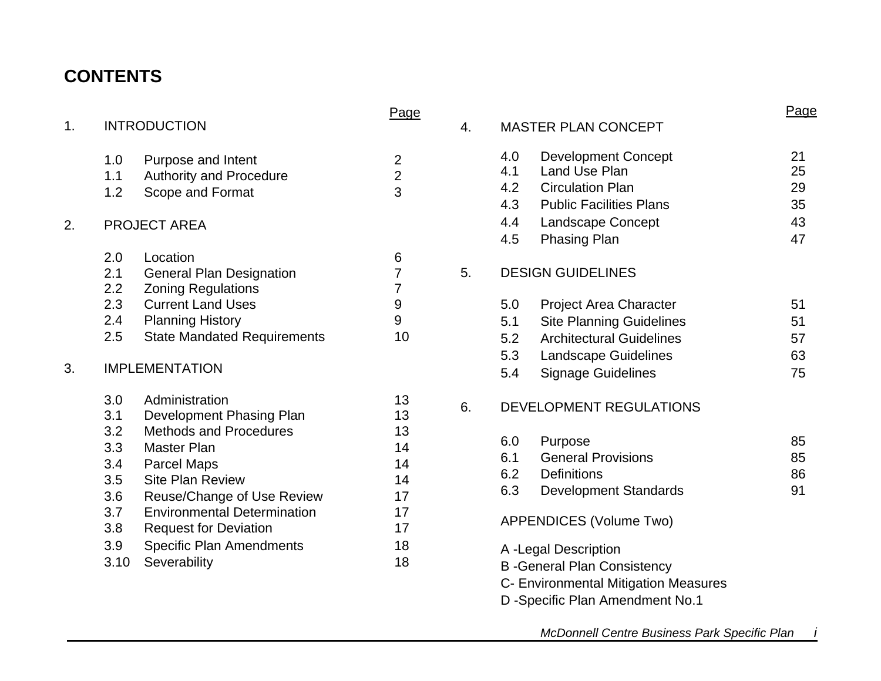# CONTENTS

| | | Page |
|---|---|---|
| **1.** | **INTRODUCTION** | |
| 1.0 | Purpose and Intent | 2 |
| 1.1 | Authority and Procedure | 2 |
| 1.2 | Scope and Format | 3 |
| **2.** | **PROJECT AREA** | |
| 2.0 | Location | 6 |
| 2.1 | General Plan Designation | 7 |
| 2.2 | Zoning Regulations | 7 |
| 2.3 | Current Land Uses | 9 |
| 2.4 | Planning History | 9 |
| 2.5 | State Mandated Requirements | 10 |
| **3.** | **IMPLEMENTATION** | |
| 3.0 | Administration | 13 |
| 3.1 | Development Phasing Plan | 13 |
| 3.2 | Methods and Procedures | 13 |
| 3.3 | Master Plan | 14 |
| 3.4 | Parcel Maps | 14 |
| 3.5 | Site Plan Review | 14 |
| 3.6 | Reuse/Change of Use Review | 17 |
| 3.7 | Environmental Determination | 17 |
| 3.8 | Request for Deviation | 17 |
| 3.9 | Specific Plan Amendments | 18 |
| 3.10 | Severability | 18 |
| **4.** | **MASTER PLAN CONCEPT** | |
| 4.0 | Development Concept | 21 |
| 4.1 | Land Use Plan | 25 |
| 4.2 | Circulation Plan | 29 |
| 4.3 | Public Facilities Plans | 35 |
| 4.4 | Landscape Concept | 43 |
| 4.5 | Phasing Plan | 47 |
| **5.** | **DESIGN GUIDELINES** | |
| 5.0 | Project Area Character | 51 |
| 5.1 | Site Planning Guidelines | 51 |
| 5.2 | Architectural Guidelines | 57 |
| 5.3 | Landscape Guidelines | 63 |
| 5.4 | Signage Guidelines | 75 |
| **6.** | **DEVELOPMENT REGULATIONS** | |
| 6.0 | Purpose | 85 |
| 6.1 | General Provisions | 85 |
| 6.2 | Definitions | 86 |
| 6.3 | Development Standards | 91 |

APPENDICES (Volume Two)

A -Legal Description
B -General Plan Consistency
C- Environmental Mitigation Measures
D -Specific Plan Amendment No.1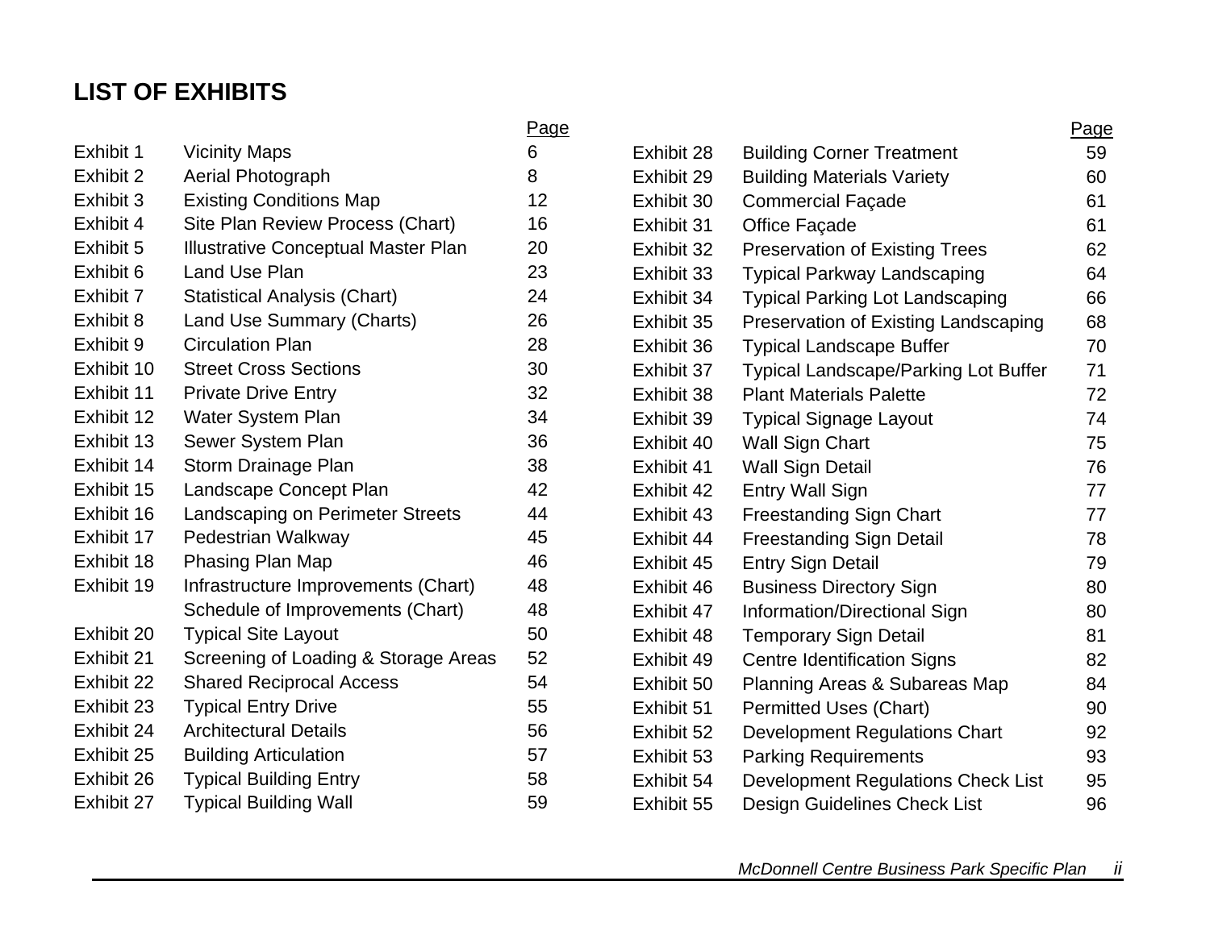## LIST OF EXHIBITS

| | | Page |
|---|---|---|
| Exhibit 1 | Vicinity Maps | 6 |
| Exhibit 2 | Aerial Photograph | 8 |
| Exhibit 3 | Existing Conditions Map | 12 |
| Exhibit 4 | Site Plan Review Process (Chart) | 16 |
| Exhibit 5 | Illustrative Conceptual Master Plan | 20 |
| Exhibit 6 | Land Use Plan | 23 |
| Exhibit 7 | Statistical Analysis (Chart) | 24 |
| Exhibit 8 | Land Use Summary (Charts) | 26 |
| Exhibit 9 | Circulation Plan | 28 |
| Exhibit 10 | Street Cross Sections | 30 |
| Exhibit 11 | Private Drive Entry | 32 |
| Exhibit 12 | Water System Plan | 34 |
| Exhibit 13 | Sewer System Plan | 36 |
| Exhibit 14 | Storm Drainage Plan | 38 |
| Exhibit 15 | Landscape Concept Plan | 42 |
| Exhibit 16 | Landscaping on Perimeter Streets | 44 |
| Exhibit 17 | Pedestrian Walkway | 45 |
| Exhibit 18 | Phasing Plan Map | 46 |
| Exhibit 19 | Infrastructure Improvements (Chart) | 48 |
| | Schedule of Improvements (Chart) | 48 |
| Exhibit 20 | Typical Site Layout | 50 |
| Exhibit 21 | Screening of Loading & Storage Areas | 52 |
| Exhibit 22 | Shared Reciprocal Access | 54 |
| Exhibit 23 | Typical Entry Drive | 55 |
| Exhibit 24 | Architectural Details | 56 |
| Exhibit 25 | Building Articulation | 57 |
| Exhibit 26 | Typical Building Entry | 58 |
| Exhibit 27 | Typical Building Wall | 59 |
| Exhibit 28 | Building Corner Treatment | 59 |
| Exhibit 29 | Building Materials Variety | 60 |
| Exhibit 30 | Commercial Façade | 61 |
| Exhibit 31 | Office Façade | 61 |
| Exhibit 32 | Preservation of Existing Trees | 62 |
| Exhibit 33 | Typical Parkway Landscaping | 64 |
| Exhibit 34 | Typical Parking Lot Landscaping | 66 |
| Exhibit 35 | Preservation of Existing Landscaping | 68 |
| Exhibit 36 | Typical Landscape Buffer | 70 |
| Exhibit 37 | Typical Landscape/Parking Lot Buffer | 71 |
| Exhibit 38 | Plant Materials Palette | 72 |
| Exhibit 39 | Typical Signage Layout | 74 |
| Exhibit 40 | Wall Sign Chart | 75 |
| Exhibit 41 | Wall Sign Detail | 76 |
| Exhibit 42 | Entry Wall Sign | 77 |
| Exhibit 43 | Freestanding Sign Chart | 77 |
| Exhibit 44 | Freestanding Sign Detail | 78 |
| Exhibit 45 | Entry Sign Detail | 79 |
| Exhibit 46 | Business Directory Sign | 80 |
| Exhibit 47 | Information/Directional Sign | 80 |
| Exhibit 48 | Temporary Sign Detail | 81 |
| Exhibit 49 | Centre Identification Signs | 82 |
| Exhibit 50 | Planning Areas & Subareas Map | 84 |
| Exhibit 51 | Permitted Uses (Chart) | 90 |
| Exhibit 52 | Development Regulations Chart | 92 |
| Exhibit 53 | Parking Requirements | 93 |
| Exhibit 54 | Development Regulations Check List | 95 |
| Exhibit 55 | Design Guidelines Check List | 96 |